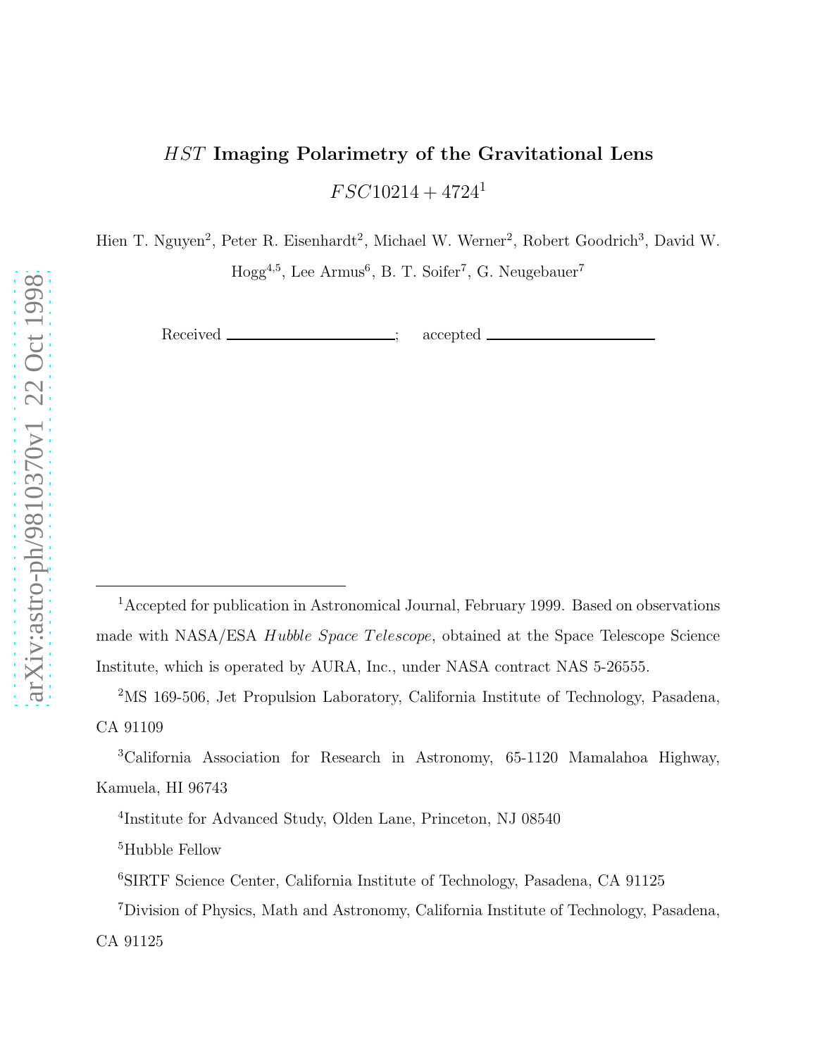# *HST* Imaging Polarimetry of the Gravitational Lens $FSC10214+4724$[1]

Hien T. Nguyen[2], Peter R. Eisenhardt[2], Michael W. Werner[2], Robert Goodrich[3], David W. Hogg[4,5], Lee Armus[6], B. T. Soifer[7], G. Neugebauer[7]

Received \_\_\_\_\_\_\_\_\_\_\_\_\_\_\_\_\_\_\_\_; accepted \_\_\_\_\_\_\_\_\_\_\_\_\_\_\_\_\_\_\_\_

---

[1]Accepted for publication in Astronomical Journal, February 1999. Based on observations made with NASA/ESA *Hubble Space Telescope*, obtained at the Space Telescope Science Institute, which is operated by AURA, Inc., under NASA contract NAS 5-26555.

[2]MS 169-506, Jet Propulsion Laboratory, California Institute of Technology, Pasadena, CA 91109

[3]California Association for Research in Astronomy, 65-1120 Mamalahoa Highway, Kamuela, HI 96743

[4]Institute for Advanced Study, Olden Lane, Princeton, NJ 08540

[5]Hubble Fellow

[6]SIRTF Science Center, California Institute of Technology, Pasadena, CA 91125

[7]Division of Physics, Math and Astronomy, California Institute of Technology, Pasadena, CA 91125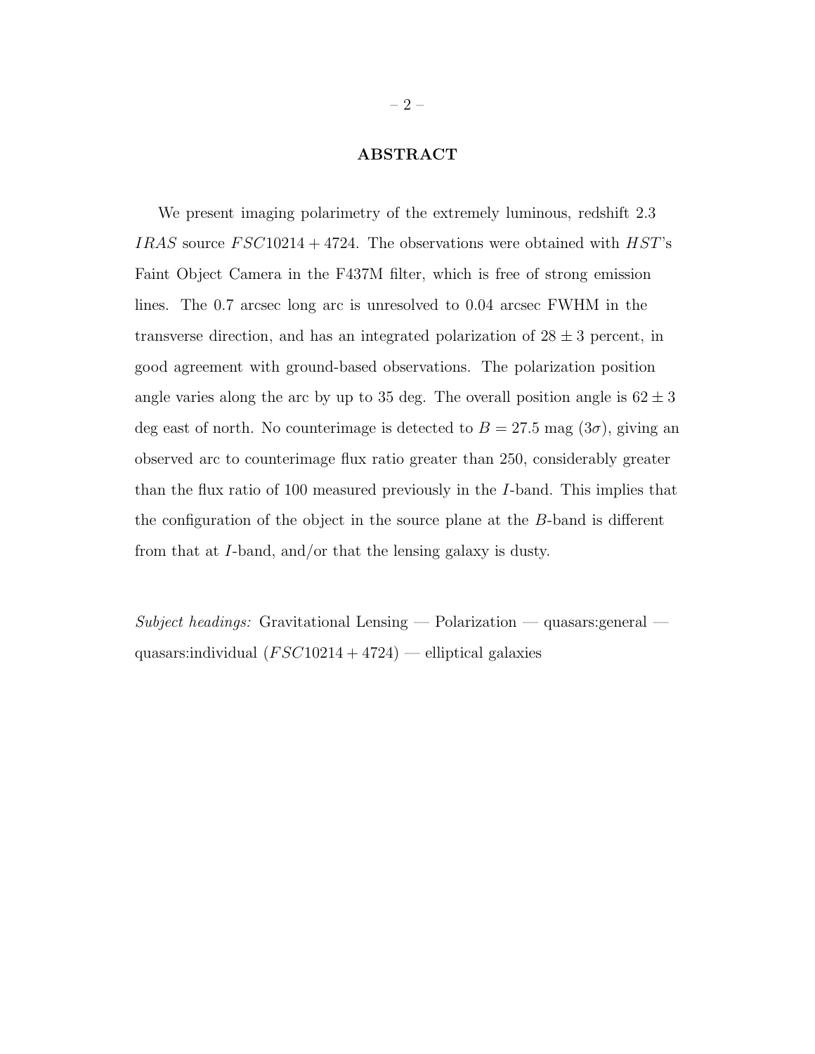## ABSTRACT

We present imaging polarimetry of the extremely luminous, redshift 2.3 *IRAS* source $FSC10214+4724$. The observations were obtained with *HST*'s Faint Object Camera in the F437M filter, which is free of strong emission lines. The 0.7 arcsec long arc is unresolved to 0.04 arcsec FWHM in the transverse direction, and has an integrated polarization of $28 \pm 3$ percent, in good agreement with ground-based observations. The polarization position angle varies along the arc by up to 35 deg. The overall position angle is $62 \pm 3$ deg east of north. No counterimage is detected to $B = 27.5$ mag ($3\sigma$), giving an observed arc to counterimage flux ratio greater than 250, considerably greater than the flux ratio of 100 measured previously in the $I$-band. This implies that the configuration of the object in the source plane at the $B$-band is different from that at $I$-band, and/or that the lensing galaxy is dusty.

*Subject headings:* Gravitational Lensing — Polarization — quasars:general — quasars:individual ($FSC10214+4724$) — elliptical galaxies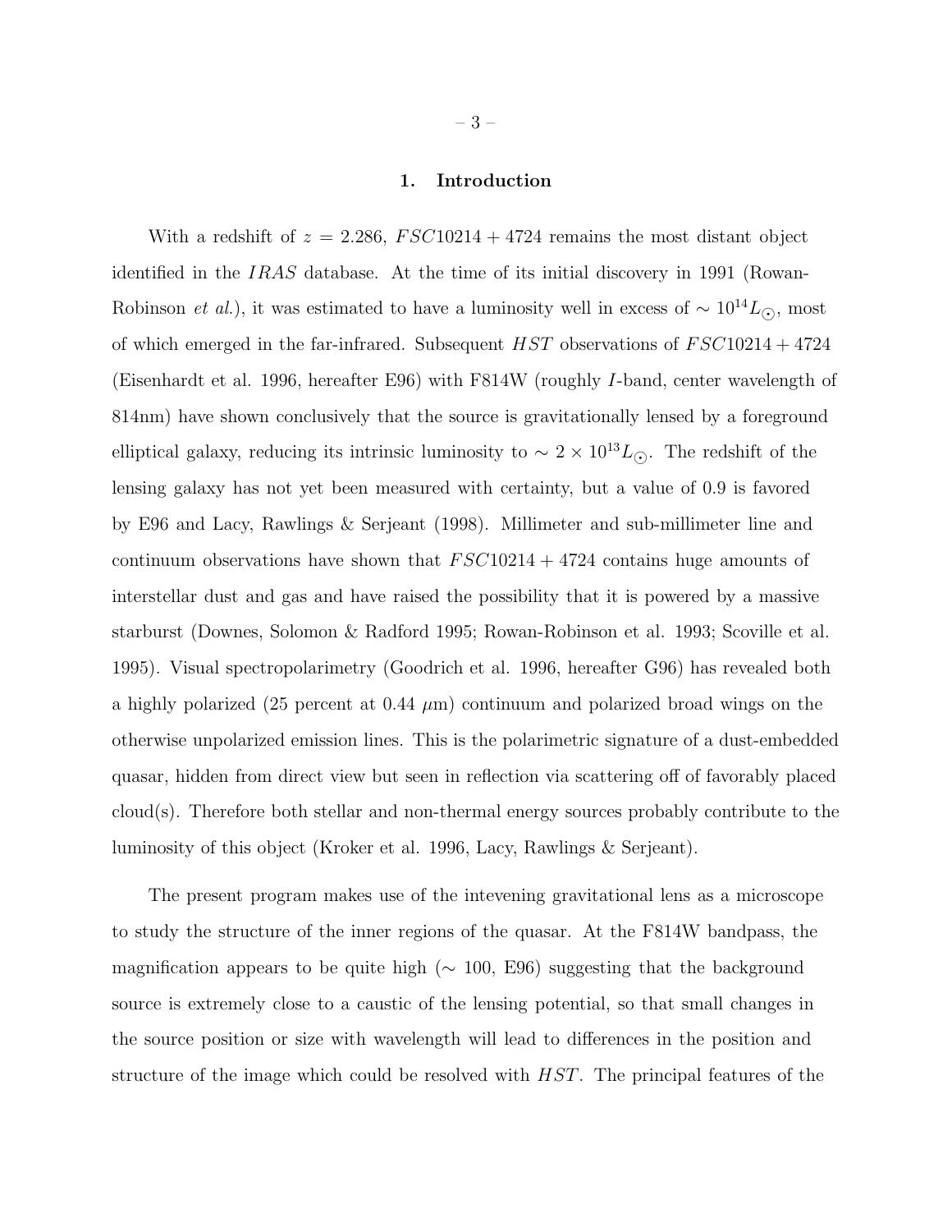## 1. Introduction

With a redshift of $z = 2.286$, $FSC10214 + 4724$ remains the most distant object identified in the *IRAS* database. At the time of its initial discovery in 1991 (Rowan-Robinson *et al.*), it was estimated to have a luminosity well in excess of $\sim 10^{14} L_{\odot}$, most of which emerged in the far-infrared. Subsequent *HST* observations of $FSC10214 + 4724$ (Eisenhardt et al. 1996, hereafter E96) with F814W (roughly *I*-band, center wavelength of 814nm) have shown conclusively that the source is gravitationally lensed by a foreground elliptical galaxy, reducing its intrinsic luminosity to $\sim 2 \times 10^{13} L_{\odot}$. The redshift of the lensing galaxy has not yet been measured with certainty, but a value of 0.9 is favored by E96 and Lacy, Rawlings & Serjeant (1998). Millimeter and sub-millimeter line and continuum observations have shown that $FSC10214 + 4724$ contains huge amounts of interstellar dust and gas and have raised the possibility that it is powered by a massive starburst (Downes, Solomon & Radford 1995; Rowan-Robinson et al. 1993; Scoville et al. 1995). Visual spectropolarimetry (Goodrich et al. 1996, hereafter G96) has revealed both a highly polarized (25 percent at 0.44 $\mu$m) continuum and polarized broad wings on the otherwise unpolarized emission lines. This is the polarimetric signature of a dust-embedded quasar, hidden from direct view but seen in reflection via scattering off of favorably placed cloud(s). Therefore both stellar and non-thermal energy sources probably contribute to the luminosity of this object (Kroker et al. 1996, Lacy, Rawlings & Serjeant).

The present program makes use of the intevening gravitational lens as a microscope to study the structure of the inner regions of the quasar. At the F814W bandpass, the magnification appears to be quite high ($\sim$ 100, E96) suggesting that the background source is extremely close to a caustic of the lensing potential, so that small changes in the source position or size with wavelength will lead to differences in the position and structure of the image which could be resolved with *HST*. The principal features of the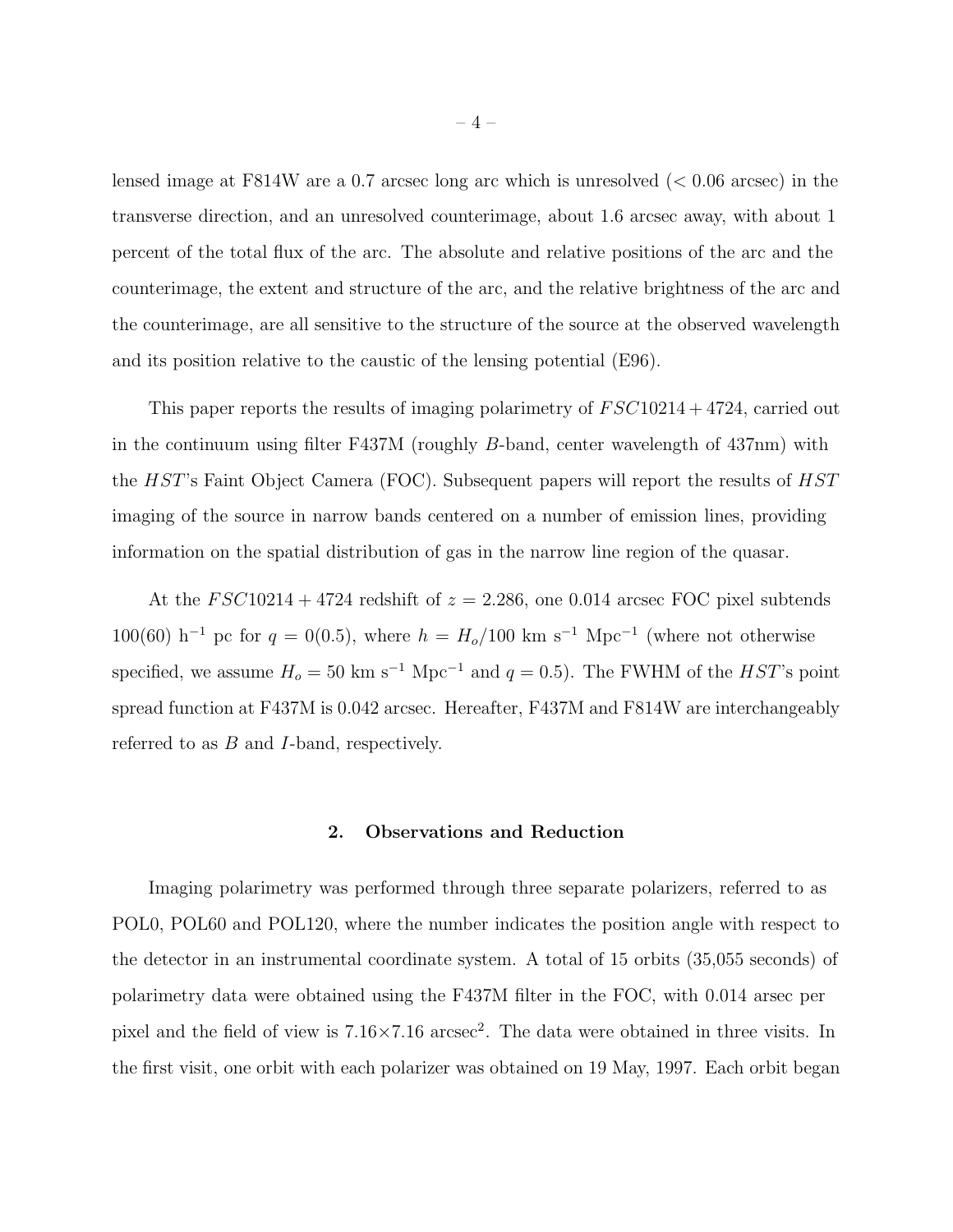lensed image at F814W are a 0.7 arcsec long arc which is unresolved (< 0.06 arcsec) in the transverse direction, and an unresolved counterimage, about 1.6 arcsec away, with about 1 percent of the total flux of the arc. The absolute and relative positions of the arc and the counterimage, the extent and structure of the arc, and the relative brightness of the arc and the counterimage, are all sensitive to the structure of the source at the observed wavelength and its position relative to the caustic of the lensing potential (E96).

This paper reports the results of imaging polarimetry of $FSC10214+4724$, carried out in the continuum using filter F437M (roughly $B$-band, center wavelength of 437nm) with the *HST*'s Faint Object Camera (FOC). Subsequent papers will report the results of *HST* imaging of the source in narrow bands centered on a number of emission lines, providing information on the spatial distribution of gas in the narrow line region of the quasar.

At the $FSC10214+4724$ redshift of $z = 2.286$, one 0.014 arcsec FOC pixel subtends 100(60) $\mathrm{h}^{-1}$ pc for $q = 0(0.5)$, where $h = H_o/100$ km s$^{-1}$ Mpc$^{-1}$ (where not otherwise specified, we assume $H_o = 50$ km s$^{-1}$ Mpc$^{-1}$ and $q = 0.5$). The FWHM of the *HST*'s point spread function at F437M is 0.042 arcsec. Hereafter, F437M and F814W are interchangeably referred to as $B$ and $I$-band, respectively.

## 2. Observations and Reduction

Imaging polarimetry was performed through three separate polarizers, referred to as POL0, POL60 and POL120, where the number indicates the position angle with respect to the detector in an instrumental coordinate system. A total of 15 orbits (35,055 seconds) of polarimetry data were obtained using the F437M filter in the FOC, with 0.014 arsec per pixel and the field of view is $7.16\times7.16$ arcsec$^2$. The data were obtained in three visits. In the first visit, one orbit with each polarizer was obtained on 19 May, 1997. Each orbit began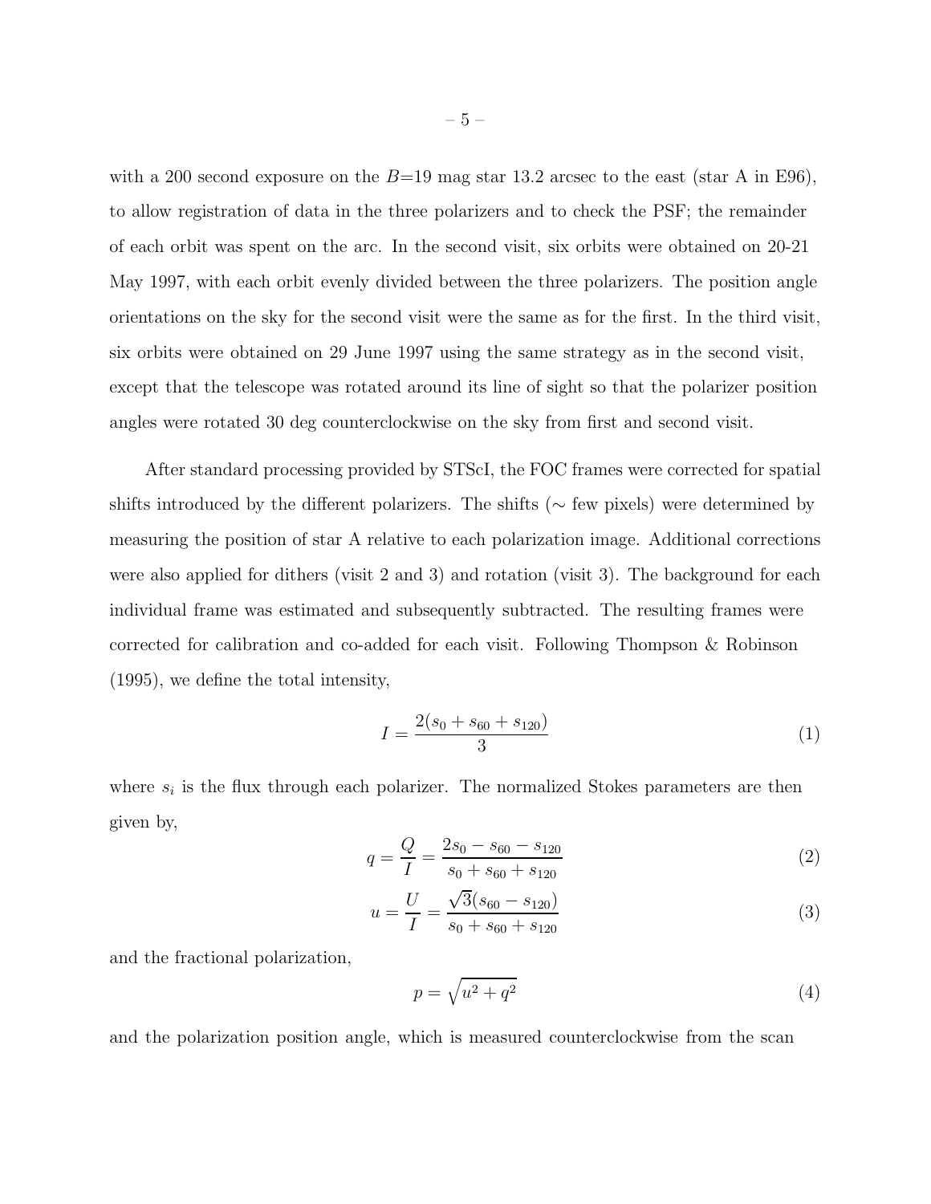with a 200 second exposure on the $B$=19 mag star 13.2 arcsec to the east (star A in E96), to allow registration of data in the three polarizers and to check the PSF; the remainder of each orbit was spent on the arc. In the second visit, six orbits were obtained on 20-21 May 1997, with each orbit evenly divided between the three polarizers. The position angle orientations on the sky for the second visit were the same as for the first. In the third visit, six orbits were obtained on 29 June 1997 using the same strategy as in the second visit, except that the telescope was rotated around its line of sight so that the polarizer position angles were rotated 30 deg counterclockwise on the sky from first and second visit.

After standard processing provided by STScI, the FOC frames were corrected for spatial shifts introduced by the different polarizers. The shifts ($\sim$ few pixels) were determined by measuring the position of star A relative to each polarization image. Additional corrections were also applied for dithers (visit 2 and 3) and rotation (visit 3). The background for each individual frame was estimated and subsequently subtracted. The resulting frames were corrected for calibration and co-added for each visit. Following Thompson & Robinson (1995), we define the total intensity,

$$I = \frac{2(s_0 + s_{60} + s_{120})}{3} \tag{1}$$

where $s_i$ is the flux through each polarizer. The normalized Stokes parameters are then given by,

$$q = \frac{Q}{I} = \frac{2s_0 - s_{60} - s_{120}}{s_0 + s_{60} + s_{120}} \tag{2}$$

$$u = \frac{U}{I} = \frac{\sqrt{3}(s_{60} - s_{120})}{s_0 + s_{60} + s_{120}} \tag{3}$$

and the fractional polarization,

$$p = \sqrt{u^2 + q^2} \tag{4}$$

and the polarization position angle, which is measured counterclockwise from the scan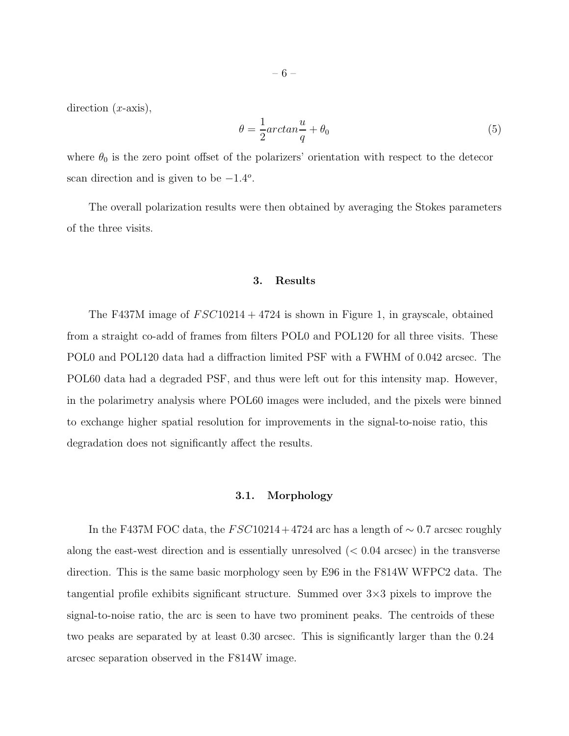direction ($x$-axis),

$$\theta = \frac{1}{2} arctan \frac{u}{q} + \theta_0 \tag{5}$$

where $\theta_0$ is the zero point offset of the polarizers' orientation with respect to the detecor scan direction and is given to be $-1.4^o$.

The overall polarization results were then obtained by averaging the Stokes parameters of the three visits.

## 3. Results

The F437M image of $FSC10214+4724$ is shown in Figure 1, in grayscale, obtained from a straight co-add of frames from filters POL0 and POL120 for all three visits. These POL0 and POL120 data had a diffraction limited PSF with a FWHM of 0.042 arcsec. The POL60 data had a degraded PSF, and thus were left out for this intensity map. However, in the polarimetry analysis where POL60 images were included, and the pixels were binned to exchange higher spatial resolution for improvements in the signal-to-noise ratio, this degradation does not significantly affect the results.

### 3.1. Morphology

In the F437M FOC data, the $FSC10214+4724$ arc has a length of $\sim 0.7$ arcsec roughly along the east-west direction and is essentially unresolved ($< 0.04$ arcsec) in the transverse direction. This is the same basic morphology seen by E96 in the F814W WFPC2 data. The tangential profile exhibits significant structure. Summed over $3{\times}3$ pixels to improve the signal-to-noise ratio, the arc is seen to have two prominent peaks. The centroids of these two peaks are separated by at least 0.30 arcsec. This is significantly larger than the 0.24 arcsec separation observed in the F814W image.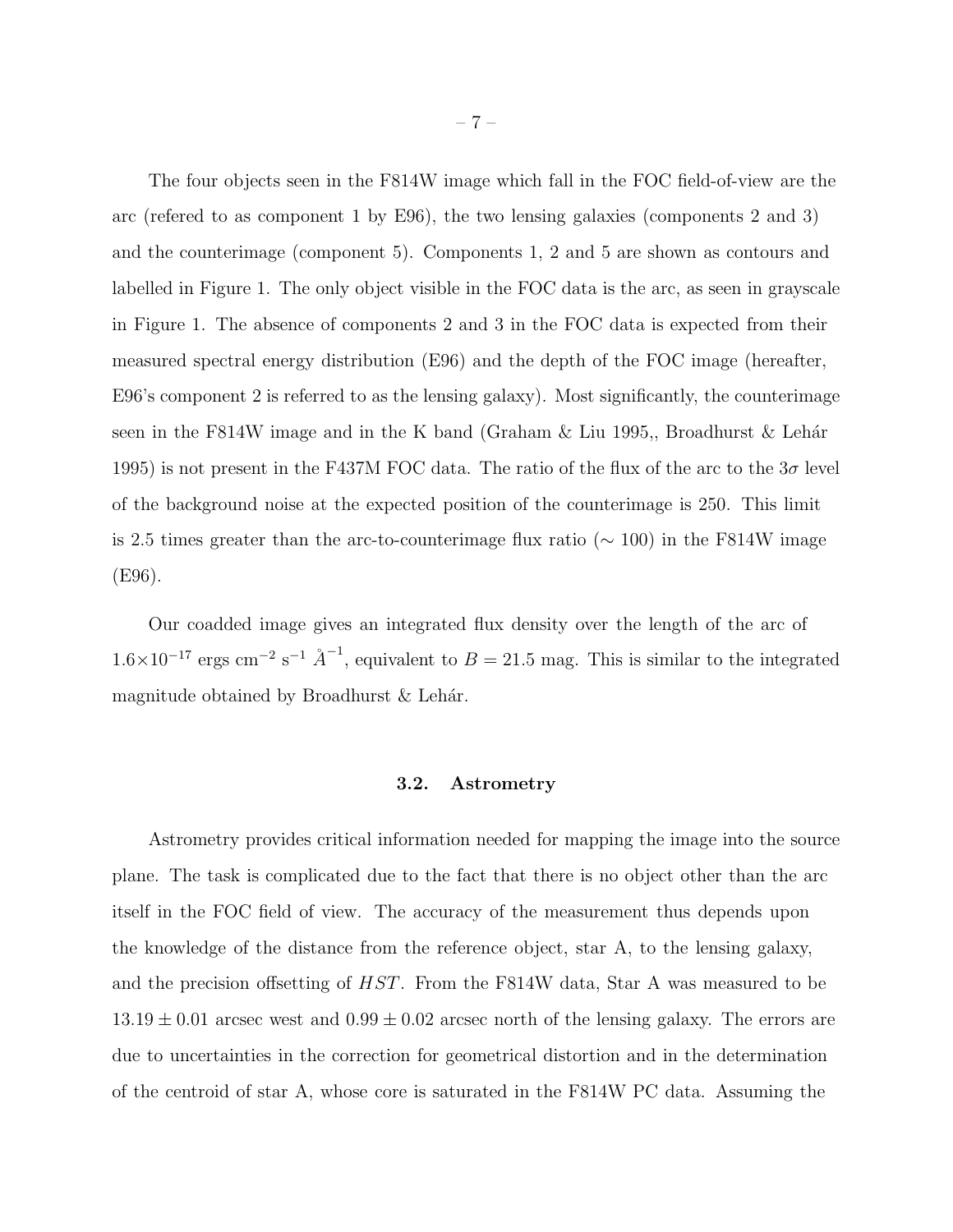The four objects seen in the F814W image which fall in the FOC field-of-view are the arc (refered to as component 1 by E96), the two lensing galaxies (components 2 and 3) and the counterimage (component 5). Components 1, 2 and 5 are shown as contours and labelled in Figure 1. The only object visible in the FOC data is the arc, as seen in grayscale in Figure 1. The absence of components 2 and 3 in the FOC data is expected from their measured spectral energy distribution (E96) and the depth of the FOC image (hereafter, E96's component 2 is referred to as the lensing galaxy). Most significantly, the counterimage seen in the F814W image and in the K band (Graham & Liu 1995,, Broadhurst & Lehár 1995) is not present in the F437M FOC data. The ratio of the flux of the arc to the $3\sigma$ level of the background noise at the expected position of the counterimage is 250. This limit is 2.5 times greater than the arc-to-counterimage flux ratio ($\sim 100$) in the F814W image (E96).

Our coadded image gives an integrated flux density over the length of the arc of $1.6{\times}10^{-17}$ ergs cm$^{-2}$ s$^{-1}$ $\mathring{A}^{-1}$, equivalent to $B = 21.5$ mag. This is similar to the integrated magnitude obtained by Broadhurst & Lehár.

### 3.2. Astrometry

Astrometry provides critical information needed for mapping the image into the source plane. The task is complicated due to the fact that there is no object other than the arc itself in the FOC field of view. The accuracy of the measurement thus depends upon the knowledge of the distance from the reference object, star A, to the lensing galaxy, and the precision offsetting of *HST*. From the F814W data, Star A was measured to be $13.19 \pm 0.01$ arcsec west and $0.99 \pm 0.02$ arcsec north of the lensing galaxy. The errors are due to uncertainties in the correction for geometrical distortion and in the determination of the centroid of star A, whose core is saturated in the F814W PC data. Assuming the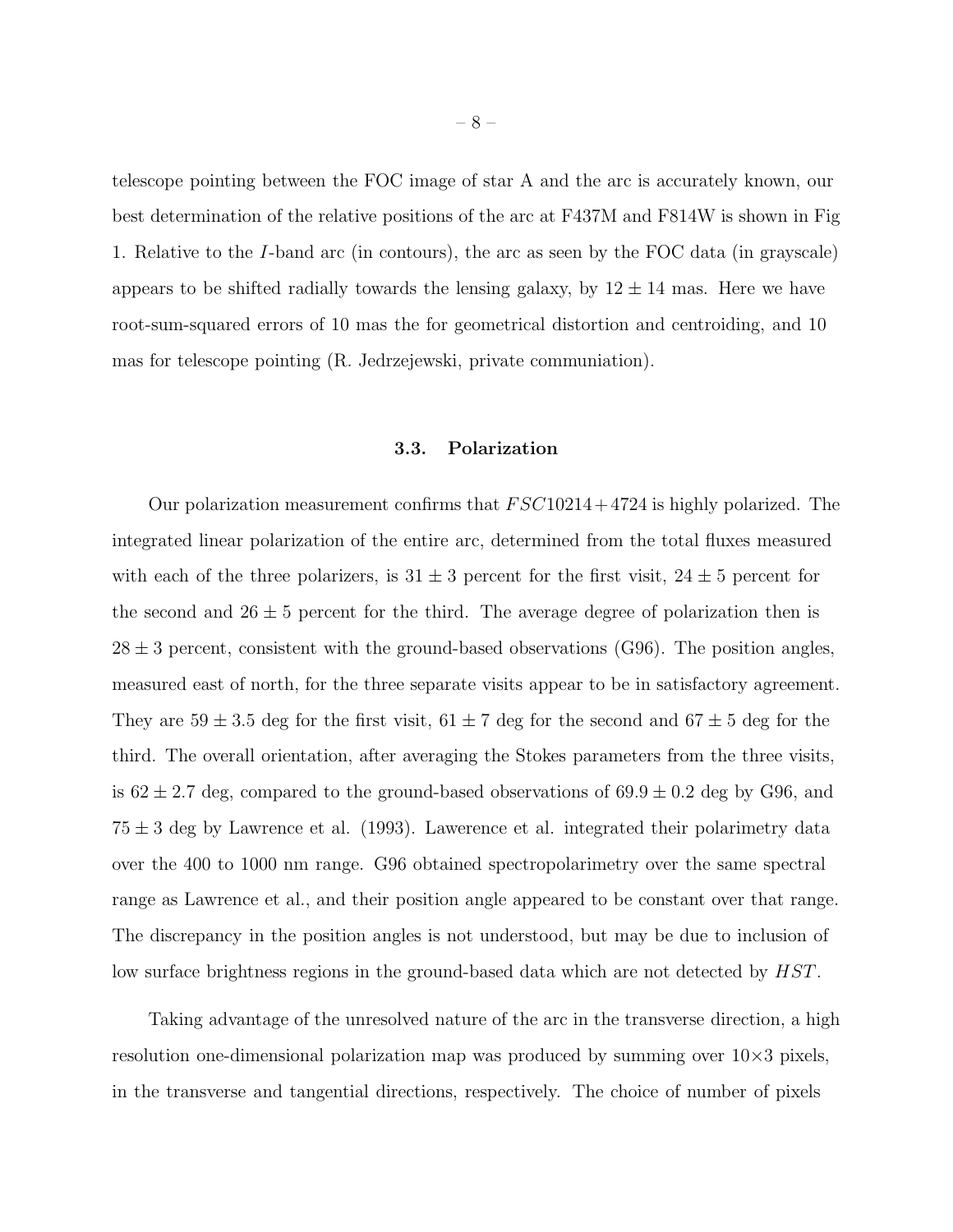telescope pointing between the FOC image of star A and the arc is accurately known, our best determination of the relative positions of the arc at F437M and F814W is shown in Fig 1. Relative to the $I$-band arc (in contours), the arc as seen by the FOC data (in grayscale) appears to be shifted radially towards the lensing galaxy, by $12 \pm 14$ mas. Here we have root-sum-squared errors of 10 mas the for geometrical distortion and centroiding, and 10 mas for telescope pointing (R. Jedrzejewski, private communiation).

### 3.3. Polarization

Our polarization measurement confirms that $FSC10214+4724$ is highly polarized. The integrated linear polarization of the entire arc, determined from the total fluxes measured with each of the three polarizers, is $31 \pm 3$ percent for the first visit, $24 \pm 5$ percent for the second and $26 \pm 5$ percent for the third. The average degree of polarization then is $28 \pm 3$ percent, consistent with the ground-based observations (G96). The position angles, measured east of north, for the three separate visits appear to be in satisfactory agreement. They are $59 \pm 3.5$ deg for the first visit, $61 \pm 7$ deg for the second and $67 \pm 5$ deg for the third. The overall orientation, after averaging the Stokes parameters from the three visits, is $62 \pm 2.7$ deg, compared to the ground-based observations of $69.9 \pm 0.2$ deg by G96, and $75 \pm 3$ deg by Lawrence et al. (1993). Lawerence et al. integrated their polarimetry data over the 400 to 1000 nm range. G96 obtained spectropolarimetry over the same spectral range as Lawrence et al., and their position angle appeared to be constant over that range. The discrepancy in the position angles is not understood, but may be due to inclusion of low surface brightness regions in the ground-based data which are not detected by $HST$.

Taking advantage of the unresolved nature of the arc in the transverse direction, a high resolution one-dimensional polarization map was produced by summing over $10 \times 3$ pixels, in the transverse and tangential directions, respectively. The choice of number of pixels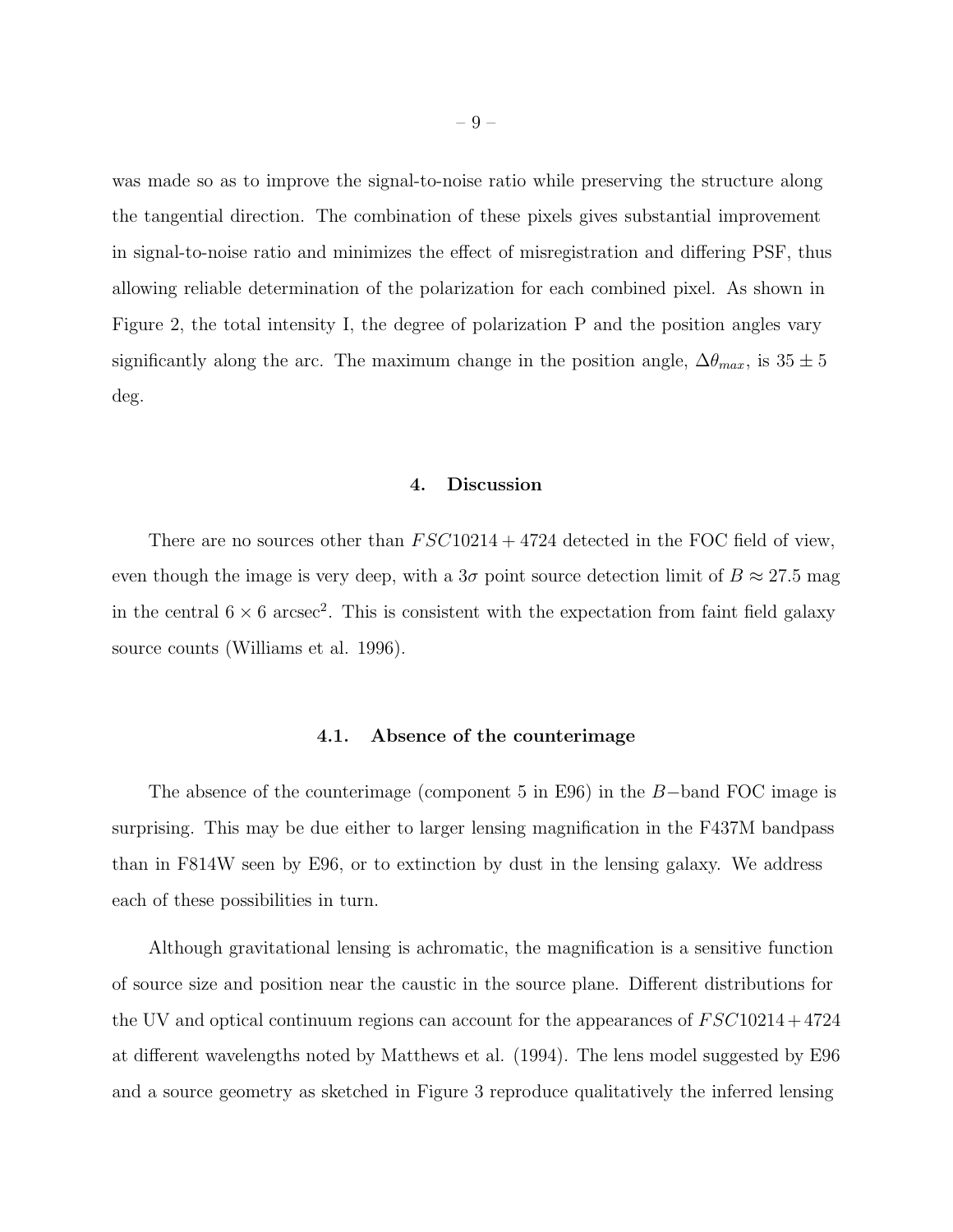was made so as to improve the signal-to-noise ratio while preserving the structure along the tangential direction. The combination of these pixels gives substantial improvement in signal-to-noise ratio and minimizes the effect of misregistration and differing PSF, thus allowing reliable determination of the polarization for each combined pixel. As shown in Figure 2, the total intensity I, the degree of polarization P and the position angles vary significantly along the arc. The maximum change in the position angle, $\Delta\theta_{max}$, is $35 \pm 5$ deg.

## 4. Discussion

There are no sources other than $FSC10214+4724$ detected in the FOC field of view, even though the image is very deep, with a $3\sigma$ point source detection limit of $B \approx 27.5$ mag in the central $6 \times 6$ arcsec$^2$. This is consistent with the expectation from faint field galaxy source counts (Williams et al. 1996).

### 4.1. Absence of the counterimage

The absence of the counterimage (component 5 in E96) in the $B-$band FOC image is surprising. This may be due either to larger lensing magnification in the F437M bandpass than in F814W seen by E96, or to extinction by dust in the lensing galaxy. We address each of these possibilities in turn.

Although gravitational lensing is achromatic, the magnification is a sensitive function of source size and position near the caustic in the source plane. Different distributions for the UV and optical continuum regions can account for the appearances of $FSC10214+4724$ at different wavelengths noted by Matthews et al. (1994). The lens model suggested by E96 and a source geometry as sketched in Figure 3 reproduce qualitatively the inferred lensing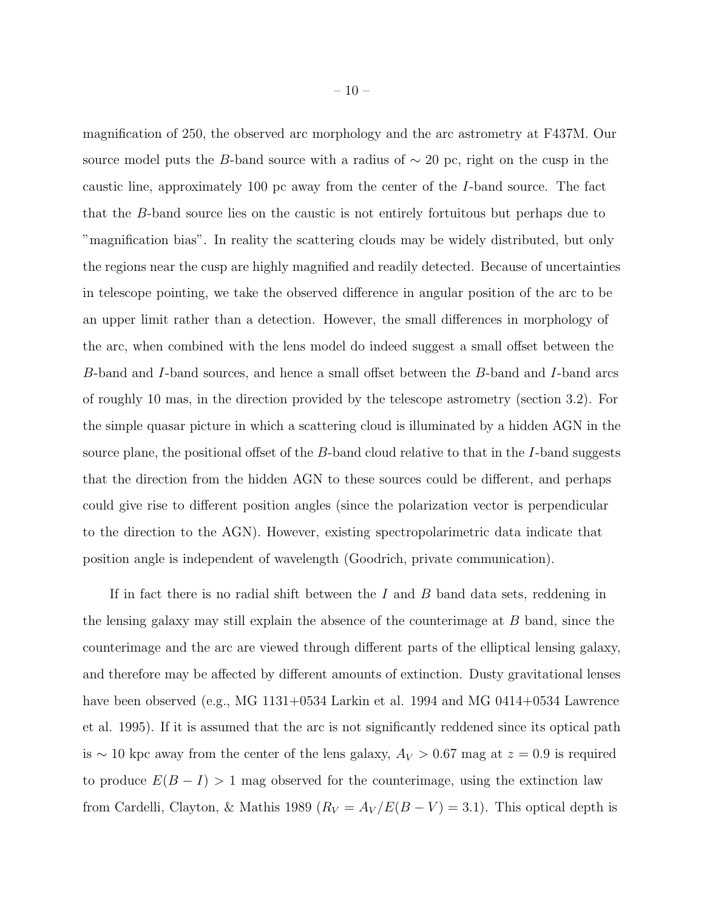magnification of 250, the observed arc morphology and the arc astrometry at F437M. Our source model puts the $B$-band source with a radius of $\sim 20$ pc, right on the cusp in the caustic line, approximately 100 pc away from the center of the $I$-band source. The fact that the $B$-band source lies on the caustic is not entirely fortuitous but perhaps due to "magnification bias". In reality the scattering clouds may be widely distributed, but only the regions near the cusp are highly magnified and readily detected. Because of uncertainties in telescope pointing, we take the observed difference in angular position of the arc to be an upper limit rather than a detection. However, the small differences in morphology of the arc, when combined with the lens model do indeed suggest a small offset between the $B$-band and $I$-band sources, and hence a small offset between the $B$-band and $I$-band arcs of roughly 10 mas, in the direction provided by the telescope astrometry (section 3.2). For the simple quasar picture in which a scattering cloud is illuminated by a hidden AGN in the source plane, the positional offset of the $B$-band cloud relative to that in the $I$-band suggests that the direction from the hidden AGN to these sources could be different, and perhaps could give rise to different position angles (since the polarization vector is perpendicular to the direction to the AGN). However, existing spectropolarimetric data indicate that position angle is independent of wavelength (Goodrich, private communication).

If in fact there is no radial shift between the $I$ and $B$ band data sets, reddening in the lensing galaxy may still explain the absence of the counterimage at $B$ band, since the counterimage and the arc are viewed through different parts of the elliptical lensing galaxy, and therefore may be affected by different amounts of extinction. Dusty gravitational lenses have been observed (e.g., MG 1131+0534 Larkin et al. 1994 and MG 0414+0534 Lawrence et al. 1995). If it is assumed that the arc is not significantly reddened since its optical path is $\sim 10$ kpc away from the center of the lens galaxy, $A_V > 0.67$ mag at $z = 0.9$ is required to produce $E(B-I) > 1$ mag observed for the counterimage, using the extinction law from Cardelli, Clayton, & Mathis 1989 ($R_V = A_V/E(B-V) = 3.1$). This optical depth is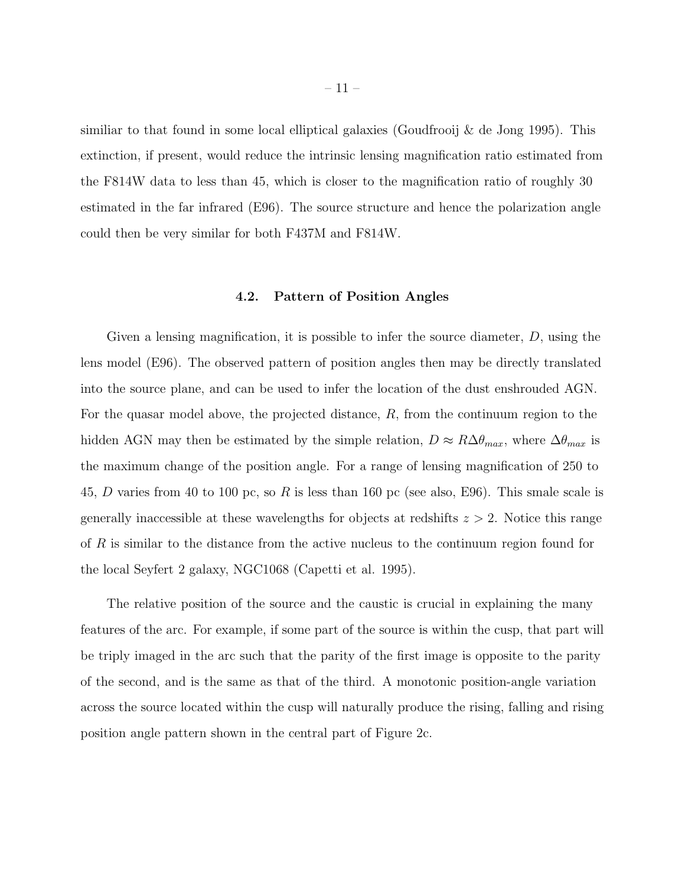similiar to that found in some local elliptical galaxies (Goudfrooij & de Jong 1995). This extinction, if present, would reduce the intrinsic lensing magnification ratio estimated from the F814W data to less than 45, which is closer to the magnification ratio of roughly 30 estimated in the far infrared (E96). The source structure and hence the polarization angle could then be very similar for both F437M and F814W.

### 4.2. Pattern of Position Angles

Given a lensing magnification, it is possible to infer the source diameter, $D$, using the lens model (E96). The observed pattern of position angles then may be directly translated into the source plane, and can be used to infer the location of the dust enshrouded AGN. For the quasar model above, the projected distance, $R$, from the continuum region to the hidden AGN may then be estimated by the simple relation, $D \approx R\Delta\theta_{max}$, where $\Delta\theta_{max}$ is the maximum change of the position angle. For a range of lensing magnification of 250 to 45, $D$ varies from 40 to 100 pc, so $R$ is less than 160 pc (see also, E96). This smale scale is generally inaccessible at these wavelengths for objects at redshifts $z > 2$. Notice this range of $R$ is similar to the distance from the active nucleus to the continuum region found for the local Seyfert 2 galaxy, NGC1068 (Capetti et al. 1995).

The relative position of the source and the caustic is crucial in explaining the many features of the arc. For example, if some part of the source is within the cusp, that part will be triply imaged in the arc such that the parity of the first image is opposite to the parity of the second, and is the same as that of the third. A monotonic position-angle variation across the source located within the cusp will naturally produce the rising, falling and rising position angle pattern shown in the central part of Figure 2c.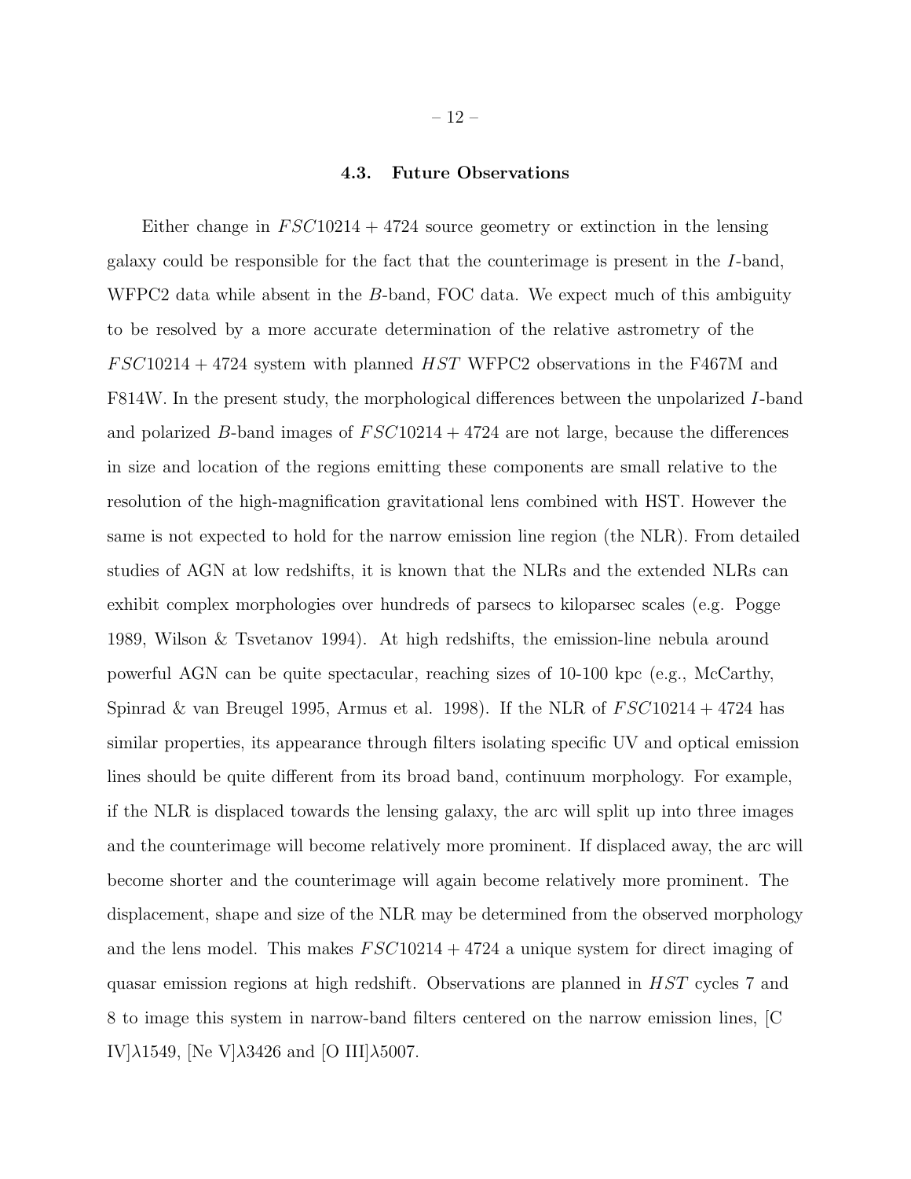### 4.3. Future Observations

Either change in $FSC10214+4724$ source geometry or extinction in the lensing galaxy could be responsible for the fact that the counterimage is present in the $I$-band, WFPC2 data while absent in the $B$-band, FOC data. We expect much of this ambiguity to be resolved by a more accurate determination of the relative astrometry of the $FSC10214+4724$ system with planned *HST* WFPC2 observations in the F467M and F814W. In the present study, the morphological differences between the unpolarized $I$-band and polarized $B$-band images of $FSC10214+4724$ are not large, because the differences in size and location of the regions emitting these components are small relative to the resolution of the high-magnification gravitational lens combined with HST. However the same is not expected to hold for the narrow emission line region (the NLR). From detailed studies of AGN at low redshifts, it is known that the NLRs and the extended NLRs can exhibit complex morphologies over hundreds of parsecs to kiloparsec scales (e.g. Pogge 1989, Wilson & Tsvetanov 1994). At high redshifts, the emission-line nebula around powerful AGN can be quite spectacular, reaching sizes of 10-100 kpc (e.g., McCarthy, Spinrad & van Breugel 1995, Armus et al. 1998). If the NLR of $FSC10214+4724$ has similar properties, its appearance through filters isolating specific UV and optical emission lines should be quite different from its broad band, continuum morphology. For example, if the NLR is displaced towards the lensing galaxy, the arc will split up into three images and the counterimage will become relatively more prominent. If displaced away, the arc will become shorter and the counterimage will again become relatively more prominent. The displacement, shape and size of the NLR may be determined from the observed morphology and the lens model. This makes $FSC10214+4724$ a unique system for direct imaging of quasar emission regions at high redshift. Observations are planned in *HST* cycles 7 and 8 to image this system in narrow-band filters centered on the narrow emission lines, [C IV]$\lambda$1549, [Ne V]$\lambda$3426 and [O III]$\lambda$5007.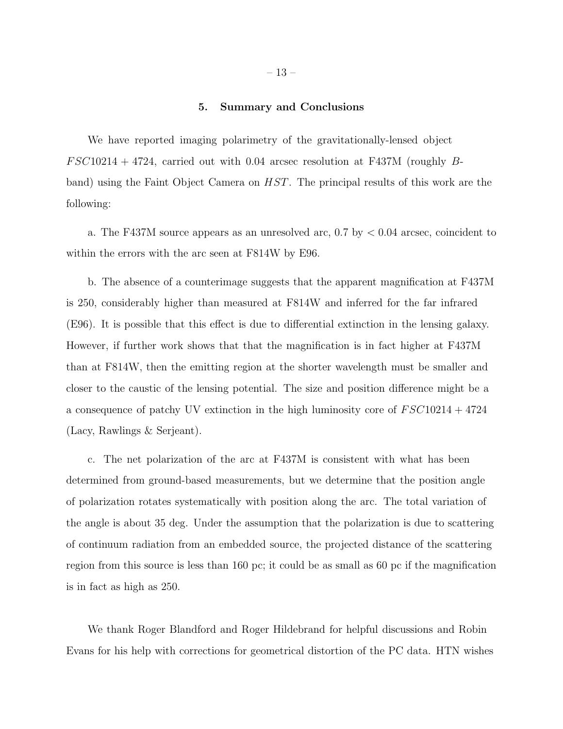## 5. Summary and Conclusions

We have reported imaging polarimetry of the gravitationally-lensed object $FSC10214+4724$, carried out with 0.04 arcsec resolution at F437M (roughly $B$-band) using the Faint Object Camera on $HST$. The principal results of this work are the following:

a. The F437M source appears as an unresolved arc, 0.7 by $< 0.04$ arcsec, coincident to within the errors with the arc seen at F814W by E96.

b. The absence of a counterimage suggests that the apparent magnification at F437M is 250, considerably higher than measured at F814W and inferred for the far infrared (E96). It is possible that this effect is due to differential extinction in the lensing galaxy. However, if further work shows that that the magnification is in fact higher at F437M than at F814W, then the emitting region at the shorter wavelength must be smaller and closer to the caustic of the lensing potential. The size and position difference might be a a consequence of patchy UV extinction in the high luminosity core of $FSC10214+4724$ (Lacy, Rawlings & Serjeant).

c. The net polarization of the arc at F437M is consistent with what has been determined from ground-based measurements, but we determine that the position angle of polarization rotates systematically with position along the arc. The total variation of the angle is about 35 deg. Under the assumption that the polarization is due to scattering of continuum radiation from an embedded source, the projected distance of the scattering region from this source is less than 160 pc; it could be as small as 60 pc if the magnification is in fact as high as 250.

We thank Roger Blandford and Roger Hildebrand for helpful discussions and Robin Evans for his help with corrections for geometrical distortion of the PC data. HTN wishes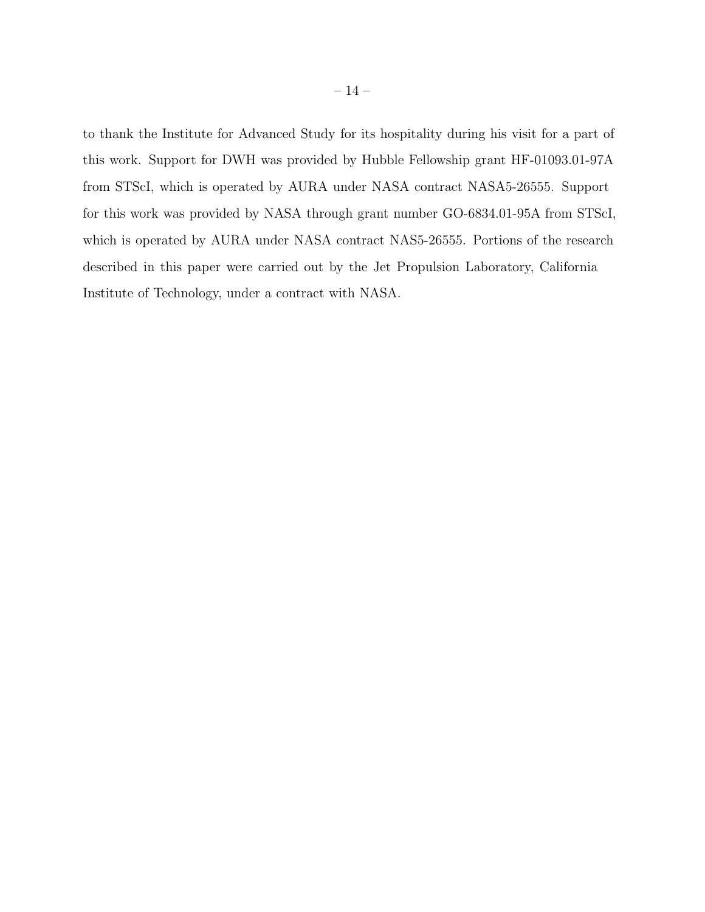to thank the Institute for Advanced Study for its hospitality during his visit for a part of this work. Support for DWH was provided by Hubble Fellowship grant HF-01093.01-97A from STScI, which is operated by AURA under NASA contract NASA5-26555. Support for this work was provided by NASA through grant number GO-6834.01-95A from STScI, which is operated by AURA under NASA contract NAS5-26555. Portions of the research described in this paper were carried out by the Jet Propulsion Laboratory, California Institute of Technology, under a contract with NASA.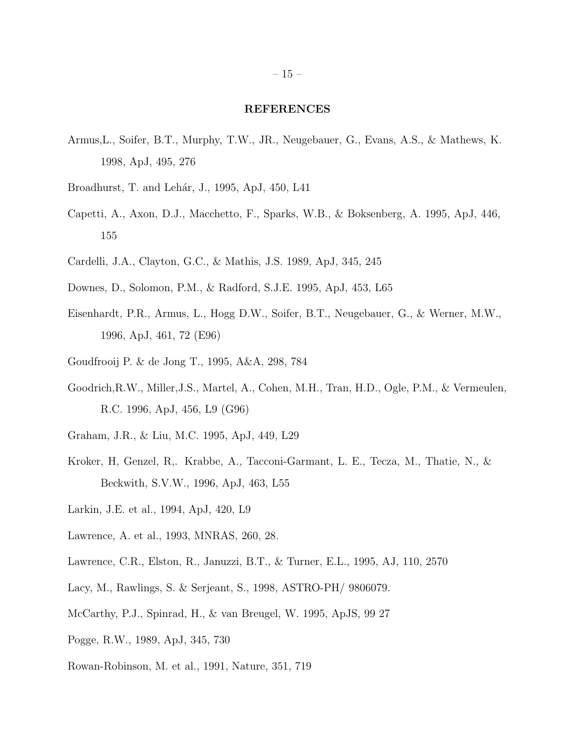## REFERENCES

Armus,L., Soifer, B.T., Murphy, T.W., JR., Neugebauer, G., Evans, A.S., & Mathews, K. 1998, ApJ, 495, 276

Broadhurst, T. and Lehár, J., 1995, ApJ, 450, L41

Capetti, A., Axon, D.J., Macchetto, F., Sparks, W.B., & Boksenberg, A. 1995, ApJ, 446, 155

Cardelli, J.A., Clayton, G.C., & Mathis, J.S. 1989, ApJ, 345, 245

Downes, D., Solomon, P.M., & Radford, S.J.E. 1995, ApJ, 453, L65

Eisenhardt, P.R., Armus, L., Hogg D.W., Soifer, B.T., Neugebauer, G., & Werner, M.W., 1996, ApJ, 461, 72 (E96)

Goudfrooij P. & de Jong T., 1995, A&A, 298, 784

Goodrich,R.W., Miller,J.S., Martel, A., Cohen, M.H., Tran, H.D., Ogle, P.M., & Vermeulen, R.C. 1996, ApJ, 456, L9 (G96)

Graham, J.R., & Liu, M.C. 1995, ApJ, 449, L29

Kroker, H, Genzel, R,. Krabbe, A., Tacconi-Garmant, L. E., Tecza, M., Thatie, N., & Beckwith, S.V.W., 1996, ApJ, 463, L55

Larkin, J.E. et al., 1994, ApJ, 420, L9

Lawrence, A. et al., 1993, MNRAS, 260, 28.

Lawrence, C.R., Elston, R., Januzzi, B.T., & Turner, E.L., 1995, AJ, 110, 2570

Lacy, M., Rawlings, S. & Serjeant, S., 1998, ASTRO-PH/ 9806079.

McCarthy, P.J., Spinrad, H., & van Breugel, W. 1995, ApJS, 99 27

Pogge, R.W., 1989, ApJ, 345, 730

Rowan-Robinson, M. et al., 1991, Nature, 351, 719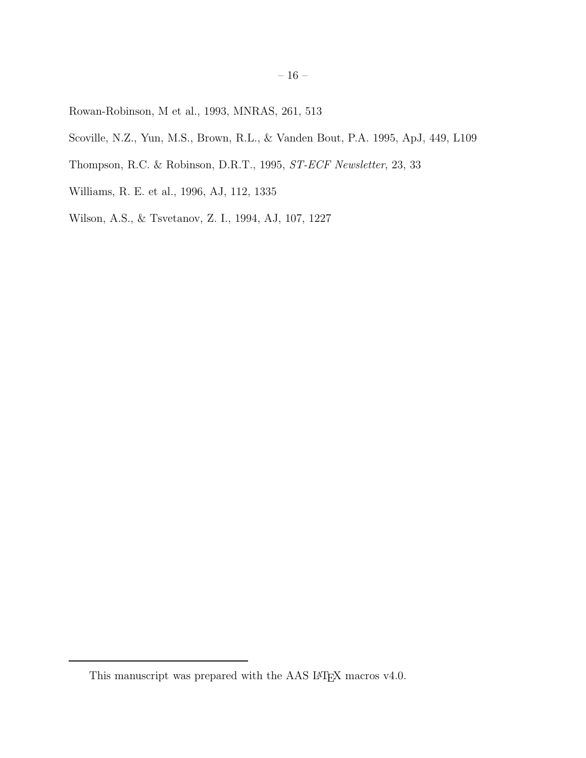Rowan-Robinson, M et al., 1993, MNRAS, 261, 513

Scoville, N.Z., Yun, M.S., Brown, R.L., & Vanden Bout, P.A. 1995, ApJ, 449, L109

Thompson, R.C. & Robinson, D.R.T., 1995, *ST-ECF Newsletter*, 23, 33

Williams, R. E. et al., 1996, AJ, 112, 1335

Wilson, A.S., & Tsvetanov, Z. I., 1994, AJ, 107, 1227

---

This manuscript was prepared with the AAS LaTeX macros v4.0.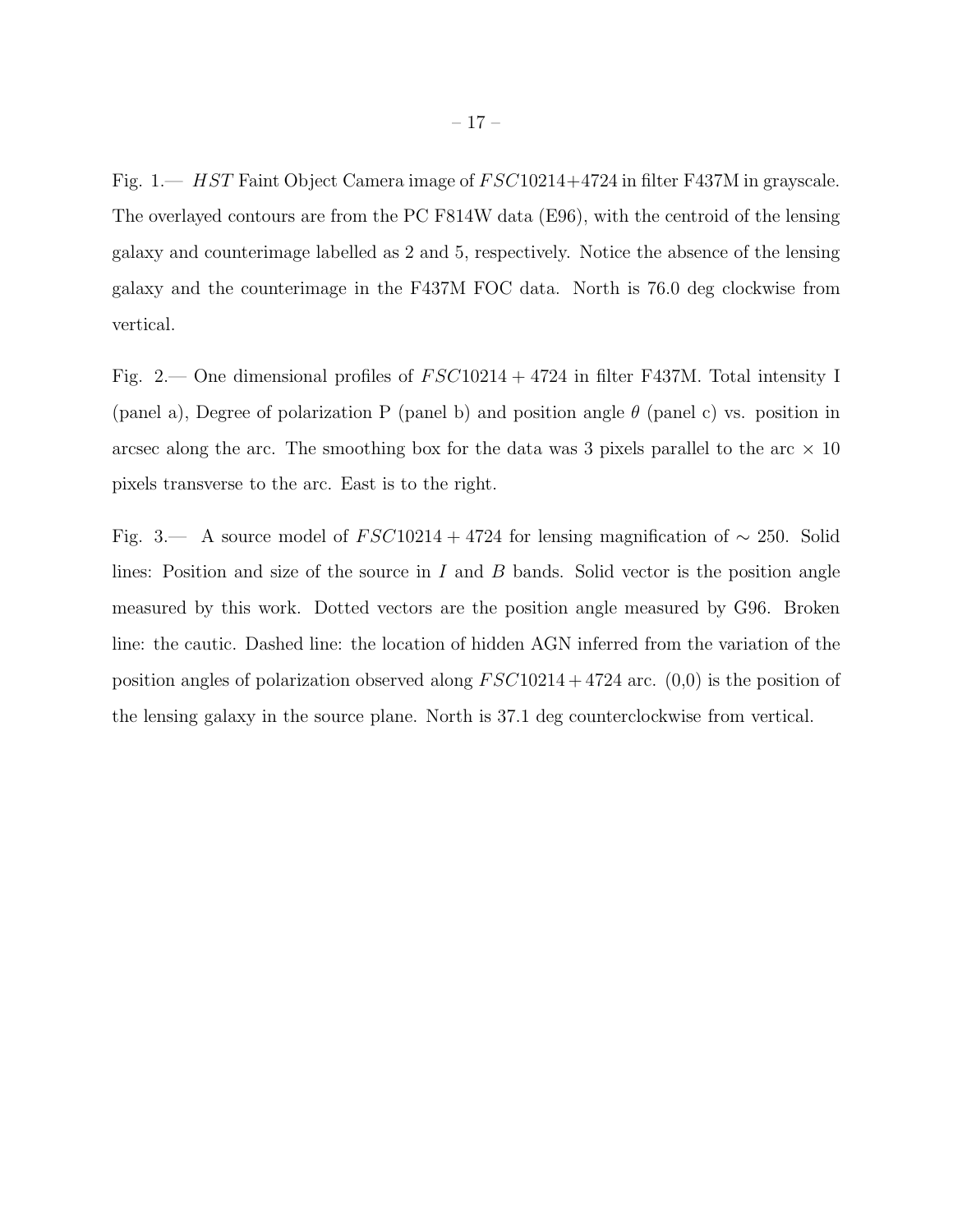Fig. 1.— *HST* Faint Object Camera image of $FSC10214{+}4724$ in filter F437M in grayscale. The overlayed contours are from the PC F814W data (E96), with the centroid of the lensing galaxy and counterimage labelled as 2 and 5, respectively. Notice the absence of the lensing galaxy and the counterimage in the F437M FOC data. North is 76.0 deg clockwise from vertical.

Fig. 2.— One dimensional profiles of $FSC10214 + 4724$ in filter F437M. Total intensity I (panel a), Degree of polarization P (panel b) and position angle $\theta$ (panel c) vs. position in arcsec along the arc. The smoothing box for the data was 3 pixels parallel to the arc $\times$ 10 pixels transverse to the arc. East is to the right.

Fig. 3.— A source model of $FSC10214 + 4724$ for lensing magnification of $\sim$ 250. Solid lines: Position and size of the source in $I$ and $B$ bands. Solid vector is the position angle measured by this work. Dotted vectors are the position angle measured by G96. Broken line: the cautic. Dashed line: the location of hidden AGN inferred from the variation of the position angles of polarization observed along $FSC10214 + 4724$ arc. (0,0) is the position of the lensing galaxy in the source plane. North is 37.1 deg counterclockwise from vertical.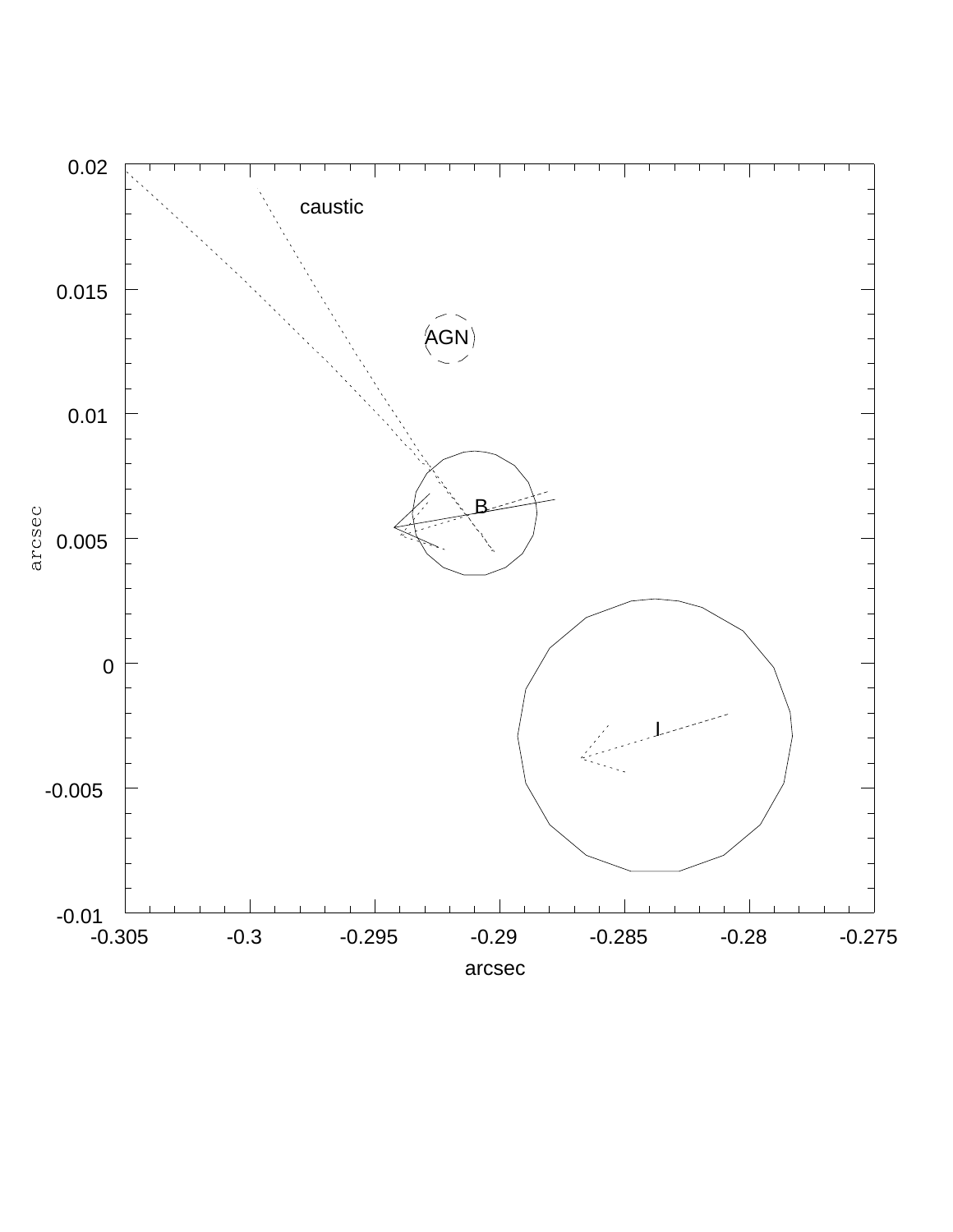0.02

caustic

0.015

AGN

0.01

B

arcsec

0.005

0

I

-0.005

-0.01

-0.305

-0.3

-0.295

-0.29

-0.285

-0.28

-0.275

arcsec